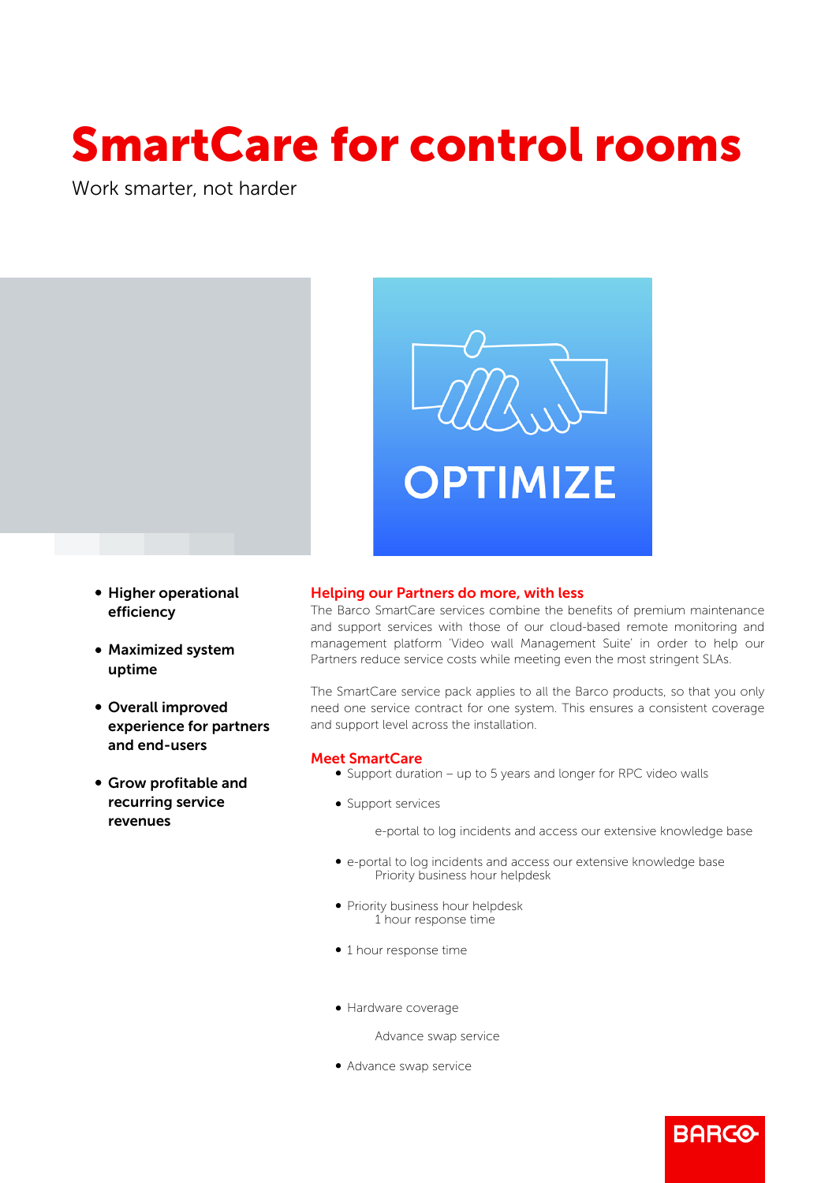# SmartCare for control rooms

Work smarter, not harder

OPTIMIZE

- **Higher operational efficiency**
- **Maximized system uptime**
- **Overall improved experience for partners and end-users**
- **Grow profitable and recurring service revenues**

## Helping our Partners do more, with less

The Barco SmartCare services combine the benefits of premium maintenance and support services with those of our cloud-based remote monitoring and management platform 'Video wall Management Suite' in order to help our Partners reduce service costs while meeting even the most stringent SLAs.

The SmartCare service pack applies to all the Barco products, so that you only need one service contract for one system. This ensures a consistent coverage and support level across the installation.

## Meet SmartCare

- Support duration – up to 5 years and longer for RPC video walls
- Support services

  e-portal to log incidents and access our extensive knowledge base

- e-portal to log incidents and access our extensive knowledge base
  Priority business hour helpdesk
- Priority business hour helpdesk
  1 hour response time
- 1 hour response time
- Hardware coverage

  Advance swap service

- Advance swap service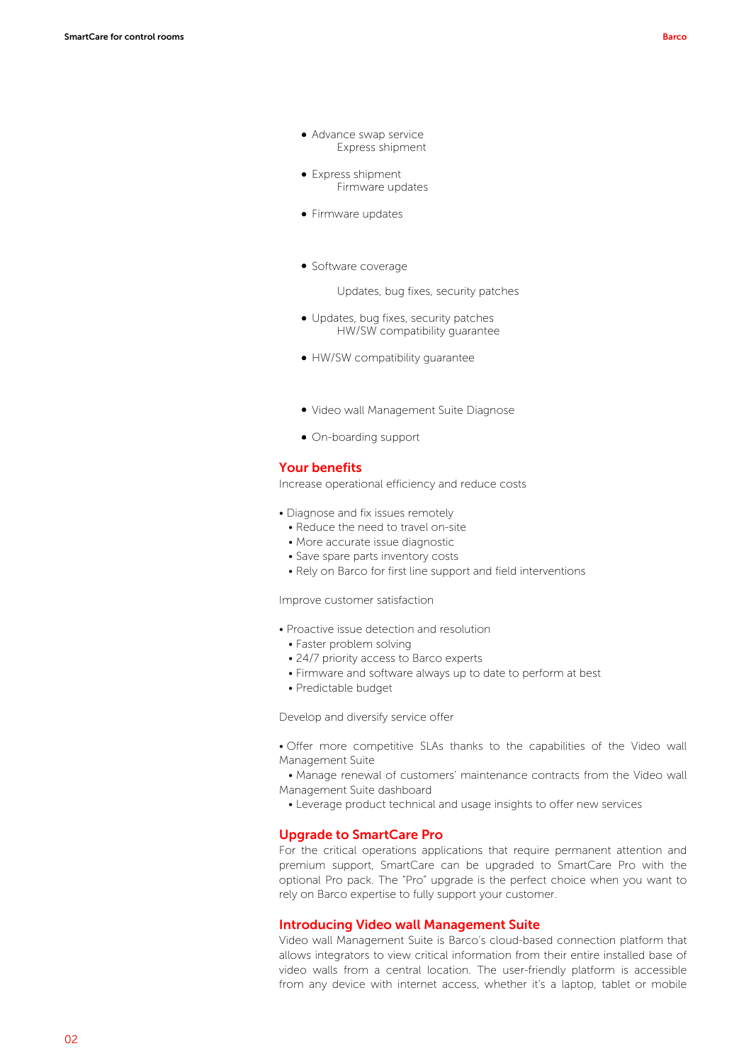- Advance swap service
  Express shipment
- Express shipment
  Firmware updates
- Firmware updates

- Software coverage

  Updates, bug fixes, security patches
- Updates, bug fixes, security patches
  HW/SW compatibility guarantee
- HW/SW compatibility guarantee

- Video wall Management Suite Diagnose
- On-boarding support

## Your benefits

Increase operational efficiency and reduce costs

- Diagnose and fix issues remotely
- Reduce the need to travel on-site
- More accurate issue diagnostic
- Save spare parts inventory costs
- Rely on Barco for first line support and field interventions

Improve customer satisfaction

- Proactive issue detection and resolution
- Faster problem solving
- 24/7 priority access to Barco experts
- Firmware and software always up to date to perform at best
- Predictable budget

Develop and diversify service offer

- Offer more competitive SLAs thanks to the capabilities of the Video wall Management Suite
- Manage renewal of customers' maintenance contracts from the Video wall Management Suite dashboard
- Leverage product technical and usage insights to offer new services

## Upgrade to SmartCare Pro

For the critical operations applications that require permanent attention and premium support, SmartCare can be upgraded to SmartCare Pro with the optional Pro pack. The "Pro" upgrade is the perfect choice when you want to rely on Barco expertise to fully support your customer.

## Introducing Video wall Management Suite

Video wall Management Suite is Barco's cloud-based connection platform that allows integrators to view critical information from their entire installed base of video walls from a central location. The user-friendly platform is accessible from any device with internet access, whether it's a laptop, tablet or mobile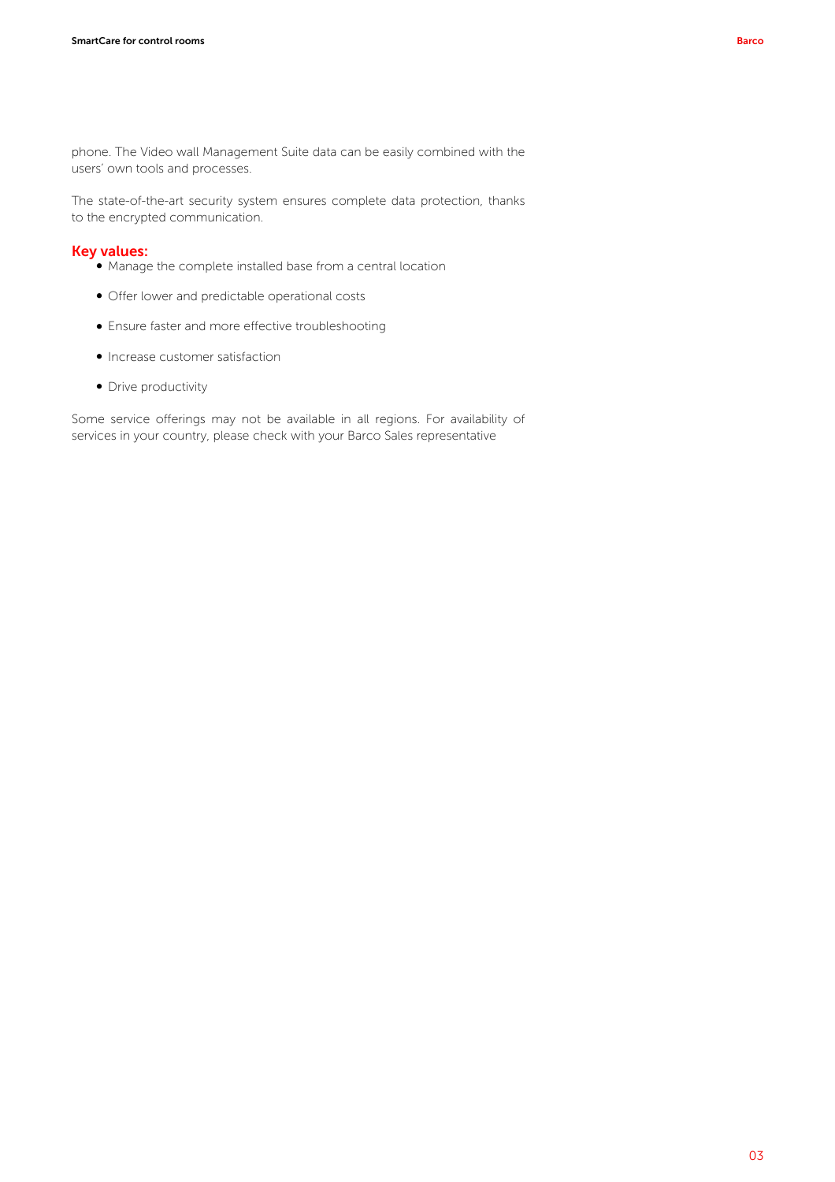phone. The Video wall Management Suite data can be easily combined with the users' own tools and processes.

The state-of-the-art security system ensures complete data protection, thanks to the encrypted communication.

## Key values:

- Manage the complete installed base from a central location
- Offer lower and predictable operational costs
- Ensure faster and more effective troubleshooting
- Increase customer satisfaction
- Drive productivity

Some service offerings may not be available in all regions. For availability of services in your country, please check with your Barco Sales representative